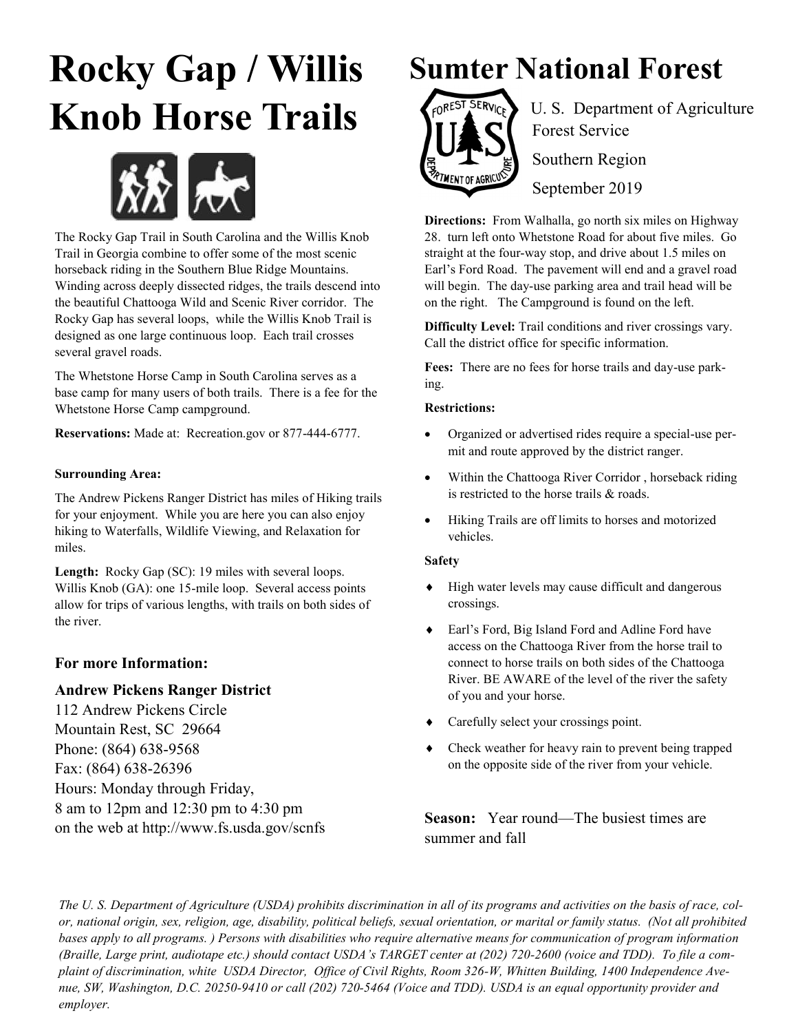# Rocky Gap / Willis Knob Horse Trails

The Rocky Gap Trail in South Carolina and the Willis Knob Trail in Georgia combine to offer some of the most scenic horseback riding in the Southern Blue Ridge Mountains. Winding across deeply dissected ridges, the trails descend into the beautiful Chattooga Wild and Scenic River corridor. The Rocky Gap has several loops, while the Willis Knob Trail is designed as one large continuous loop. Each trail crosses several gravel roads.

The Whetstone Horse Camp in South Carolina serves as a base camp for many users of both trails. There is a fee for the Whetstone Horse Camp campground.

**Reservations:** Made at: Recreation.gov or 877-444-6777.

**Surrounding Area:**

The Andrew Pickens Ranger District has miles of Hiking trails for your enjoyment. While you are here you can also enjoy hiking to Waterfalls, Wildlife Viewing, and Relaxation for miles.

**Length:** Rocky Gap (SC): 19 miles with several loops. Willis Knob (GA): one 15-mile loop. Several access points allow for trips of various lengths, with trails on both sides of the river.

### For more Information:

**Andrew Pickens Ranger District**
112 Andrew Pickens Circle
Mountain Rest, SC 29664
Phone: (864) 638-9568
Fax: (864) 638-26396
Hours: Monday through Friday,
8 am to 12pm and 12:30 pm to 4:30 pm
on the web at http://www.fs.usda.gov/scnfs

# Sumter National Forest

U. S. Department of Agriculture
Forest Service
Southern Region
September 2019

**Directions:** From Walhalla, go north six miles on Highway 28. turn left onto Whetstone Road for about five miles. Go straight at the four-way stop, and drive about 1.5 miles on Earl's Ford Road. The pavement will end and a gravel road will begin. The day-use parking area and trail head will be on the right. The Campground is found on the left.

**Difficulty Level:** Trail conditions and river crossings vary. Call the district office for specific information.

**Fees:** There are no fees for horse trails and day-use parking.

**Restrictions:**

- Organized or advertised rides require a special-use permit and route approved by the district ranger.
- Within the Chattooga River Corridor , horseback riding is restricted to the horse trails & roads.
- Hiking Trails are off limits to horses and motorized vehicles.

**Safety**

- High water levels may cause difficult and dangerous crossings.
- Earl's Ford, Big Island Ford and Adline Ford have access on the Chattooga River from the horse trail to connect to horse trails on both sides of the Chattooga River. BE AWARE of the level of the river the safety of you and your horse.
- Carefully select your crossings point.
- Check weather for heavy rain to prevent being trapped on the opposite side of the river from your vehicle.

**Season:** Year round—The busiest times are summer and fall

*The U. S. Department of Agriculture (USDA) prohibits discrimination in all of its programs and activities on the basis of race, color, national origin, sex, religion, age, disability, political beliefs, sexual orientation, or marital or family status. (Not all prohibited bases apply to all programs. ) Persons with disabilities who require alternative means for communication of program information (Braille, Large print, audiotape etc.) should contact USDA's TARGET center at (202) 720-2600 (voice and TDD). To file a complaint of discrimination, white USDA Director, Office of Civil Rights, Room 326-W, Whitten Building, 1400 Independence Avenue, SW, Washington, D.C. 20250-9410 or call (202) 720-5464 (Voice and TDD). USDA is an equal opportunity provider and employer.*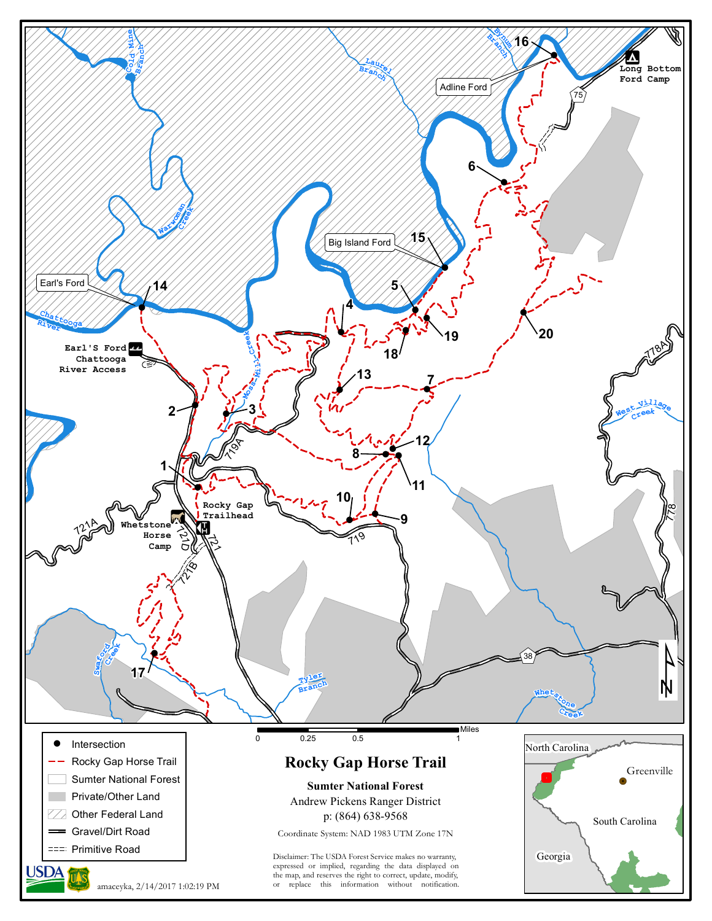# Rocky Gap Horse Trail

**Sumter National Forest**

Andrew Pickens Ranger District

p: (864) 638-9568

Coordinate System: NAD 1983 UTM Zone 17N

Disclaimer: The USDA Forest Service makes no warranty, expressed or implied, regarding the data displayed on the map, and reserves the right to correct, update, modify, or replace this information without notification.

Legend:

- Intersection
- Rocky Gap Horse Trail
- Sumter National Forest
- Private/Other Land
- Other Federal Land
- Gravel/Dirt Road
- Primitive Road

Miles

0 0.25 0.5 1

Adline Ford

Long Bottom Ford Camp

Big Island Ford

Earl's Ford

Earl'S Ford Chattooga River Access

Rocky Gap Trailhead

Whetstone Horse Camp

Chattooga River

Cold Mine Branch

Warwoman Creek

Laurel Branch

Bynum Branch

Moss Mill Creek

West Village Creek

Swaford Creek

Tyler Branch

Whetstone Creek

75

719A

719

721

721A

721B

721D

778

778A

38

1 2 3 4 5 6 7 8 9 10 11 12 13 14 15 16 17 18 19 20

North Carolina

South Carolina

Georgia

Greenville

USDA

amaceyka, 2/14/2017 1:02:19 PM